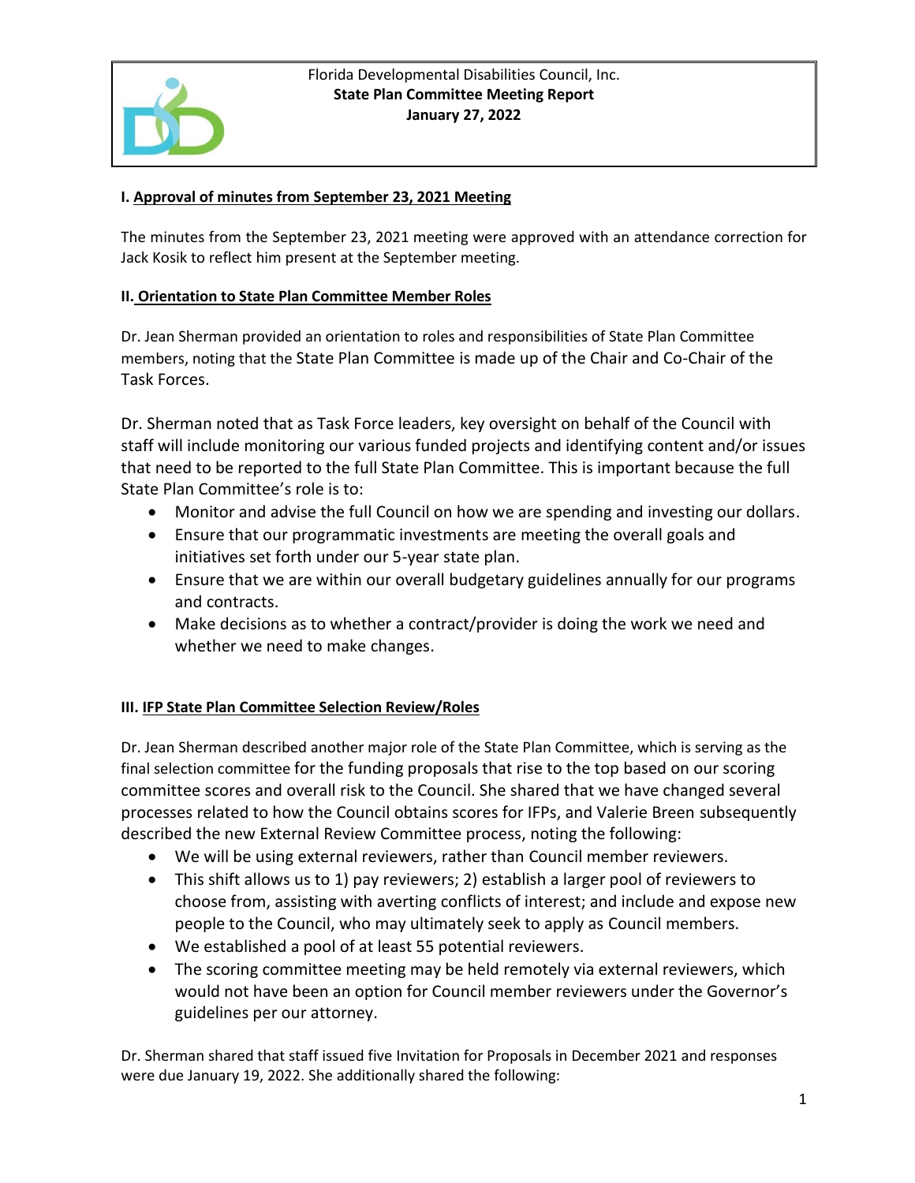Florida Developmental Disabilities Council, Inc.
**State Plan Committee Meeting Report**
**January 27, 2022**

### I. Approval of minutes from September 23, 2021 Meeting

The minutes from the September 23, 2021 meeting were approved with an attendance correction for Jack Kosik to reflect him present at the September meeting.

### II. Orientation to State Plan Committee Member Roles

Dr. Jean Sherman provided an orientation to roles and responsibilities of State Plan Committee members, noting that the State Plan Committee is made up of the Chair and Co-Chair of the Task Forces.

Dr. Sherman noted that as Task Force leaders, key oversight on behalf of the Council with staff will include monitoring our various funded projects and identifying content and/or issues that need to be reported to the full State Plan Committee. This is important because the full State Plan Committee's role is to:

- Monitor and advise the full Council on how we are spending and investing our dollars.
- Ensure that our programmatic investments are meeting the overall goals and initiatives set forth under our 5-year state plan.
- Ensure that we are within our overall budgetary guidelines annually for our programs and contracts.
- Make decisions as to whether a contract/provider is doing the work we need and whether we need to make changes.

### III. IFP State Plan Committee Selection Review/Roles

Dr. Jean Sherman described another major role of the State Plan Committee, which is serving as the final selection committee for the funding proposals that rise to the top based on our scoring committee scores and overall risk to the Council. She shared that we have changed several processes related to how the Council obtains scores for IFPs, and Valerie Breen subsequently described the new External Review Committee process, noting the following:

- We will be using external reviewers, rather than Council member reviewers.
- This shift allows us to 1) pay reviewers; 2) establish a larger pool of reviewers to choose from, assisting with averting conflicts of interest; and include and expose new people to the Council, who may ultimately seek to apply as Council members.
- We established a pool of at least 55 potential reviewers.
- The scoring committee meeting may be held remotely via external reviewers, which would not have been an option for Council member reviewers under the Governor's guidelines per our attorney.

Dr. Sherman shared that staff issued five Invitation for Proposals in December 2021 and responses were due January 19, 2022. She additionally shared the following: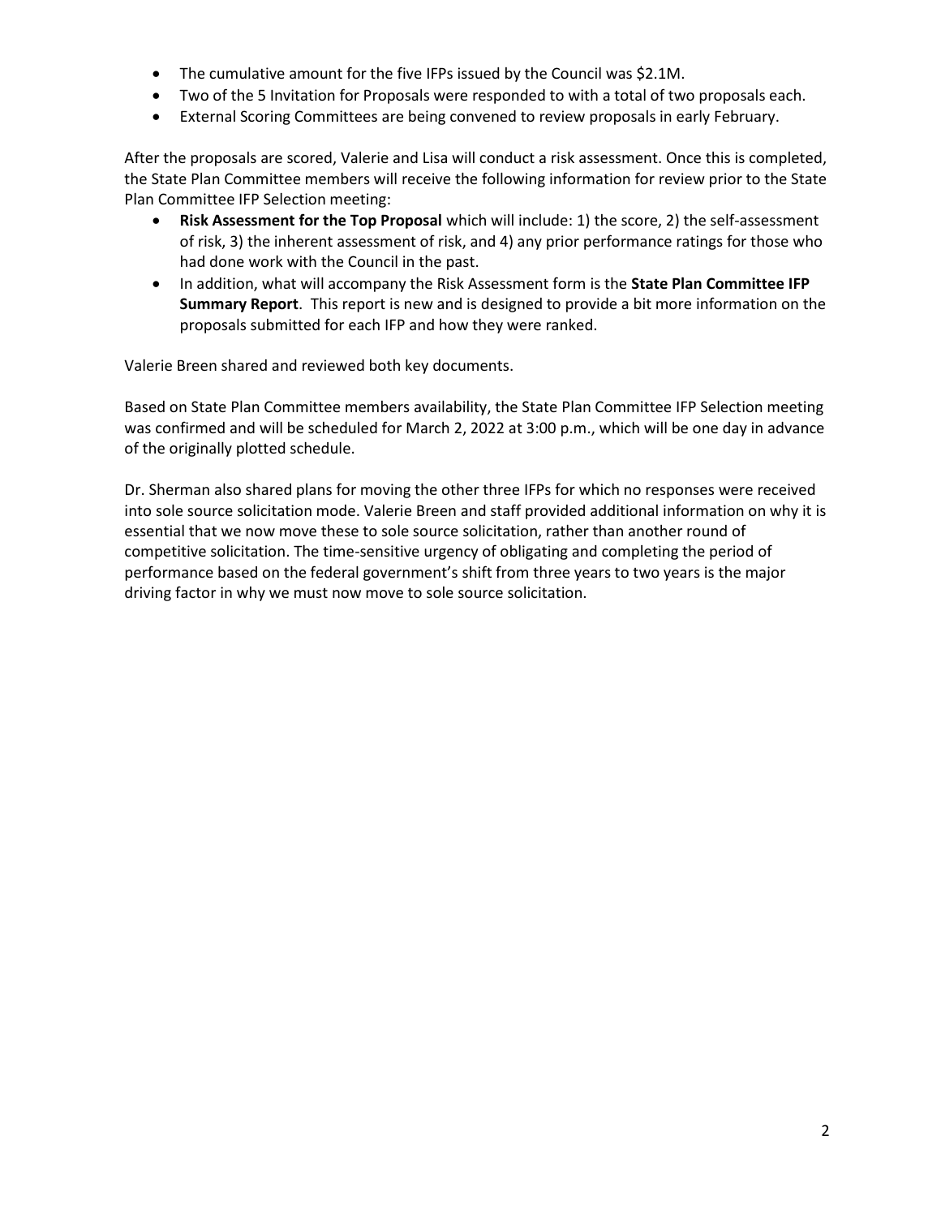- The cumulative amount for the five IFPs issued by the Council was $2.1M.
- Two of the 5 Invitation for Proposals were responded to with a total of two proposals each.
- External Scoring Committees are being convened to review proposals in early February.

After the proposals are scored, Valerie and Lisa will conduct a risk assessment. Once this is completed, the State Plan Committee members will receive the following information for review prior to the State Plan Committee IFP Selection meeting:

- **Risk Assessment for the Top Proposal** which will include: 1) the score, 2) the self-assessment of risk, 3) the inherent assessment of risk, and 4) any prior performance ratings for those who had done work with the Council in the past.
- In addition, what will accompany the Risk Assessment form is the **State Plan Committee IFP Summary Report**. This report is new and is designed to provide a bit more information on the proposals submitted for each IFP and how they were ranked.

Valerie Breen shared and reviewed both key documents.

Based on State Plan Committee members availability, the State Plan Committee IFP Selection meeting was confirmed and will be scheduled for March 2, 2022 at 3:00 p.m., which will be one day in advance of the originally plotted schedule.

Dr. Sherman also shared plans for moving the other three IFPs for which no responses were received into sole source solicitation mode. Valerie Breen and staff provided additional information on why it is essential that we now move these to sole source solicitation, rather than another round of competitive solicitation. The time-sensitive urgency of obligating and completing the period of performance based on the federal government's shift from three years to two years is the major driving factor in why we must now move to sole source solicitation.